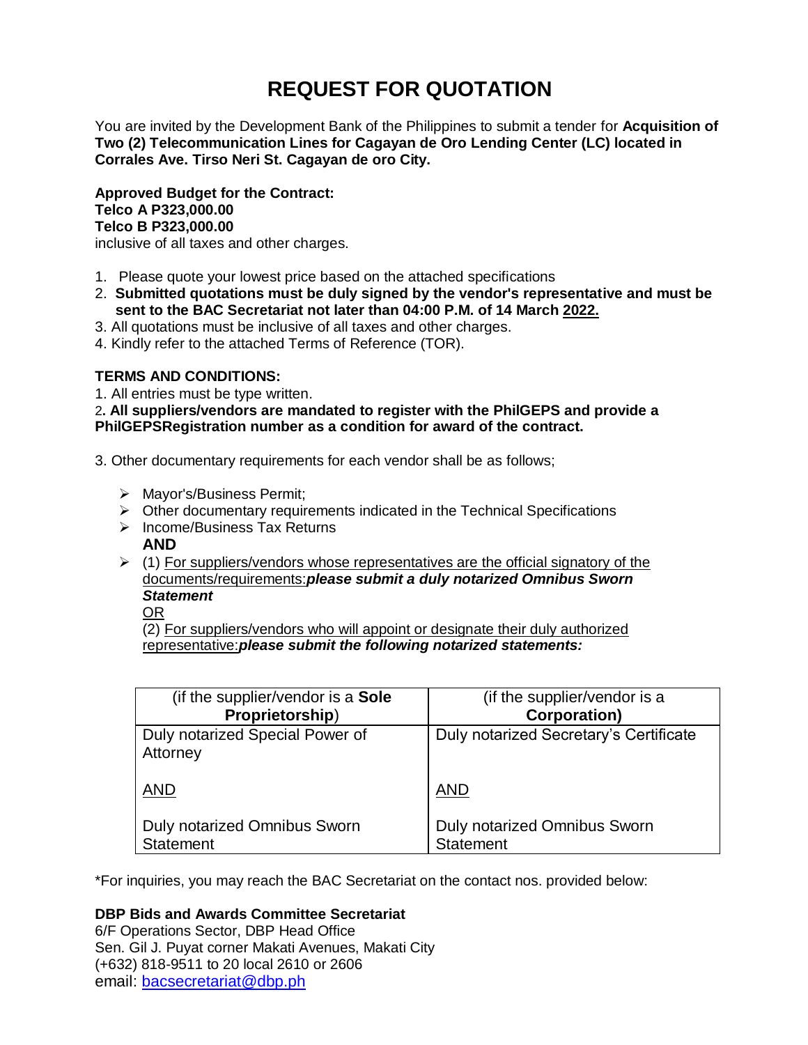# REQUEST FOR QUOTATION

You are invited by the Development Bank of the Philippines to submit a tender for **Acquisition of Two (2) Telecommunication Lines for Cagayan de Oro Lending Center (LC) located in Corrales Ave. Tirso Neri St. Cagayan de oro City.**

**Approved Budget for the Contract:**
**Telco A P323,000.00**
**Telco B P323,000.00**
inclusive of all taxes and other charges.

1. Please quote your lowest price based on the attached specifications
2. **Submitted quotations must be duly signed by the vendor's representative and must be sent to the BAC Secretariat not later than 04:00 P.M. of 14 March 2022.**
3. All quotations must be inclusive of all taxes and other charges.
4. Kindly refer to the attached Terms of Reference (TOR).

**TERMS AND CONDITIONS:**

1. All entries must be type written.
2. **All suppliers/vendors are mandated to register with the PhilGEPS and provide a PhilGEPSRegistration number as a condition for award of the contract.**
3. Other documentary requirements for each vendor shall be as follows;

- Mayor's/Business Permit;
- Other documentary requirements indicated in the Technical Specifications
- Income/Business Tax Returns
  **AND**
- (1) For suppliers/vendors whose representatives are the official signatory of the documents/requirements:***please submit a duly notarized Omnibus Sworn Statement***
  OR
  (2) For suppliers/vendors who will appoint or designate their duly authorized representative:***please submit the following notarized statements:***

| (if the supplier/vendor is a **Sole Proprietorship**) | (if the supplier/vendor is a **Corporation)** |
|---|---|
| Duly notarized Special Power of Attorney<br><br>AND<br><br>Duly notarized Omnibus Sworn Statement | Duly notarized Secretary's Certificate<br><br>AND<br><br>Duly notarized Omnibus Sworn Statement |

*For inquiries, you may reach the BAC Secretariat on the contact nos. provided below:

**DBP Bids and Awards Committee Secretariat**
6/F Operations Sector, DBP Head Office
Sen. Gil J. Puyat corner Makati Avenues, Makati City
(+632) 818-9511 to 20 local 2610 or 2606
email: bacsecretariat@dbp.ph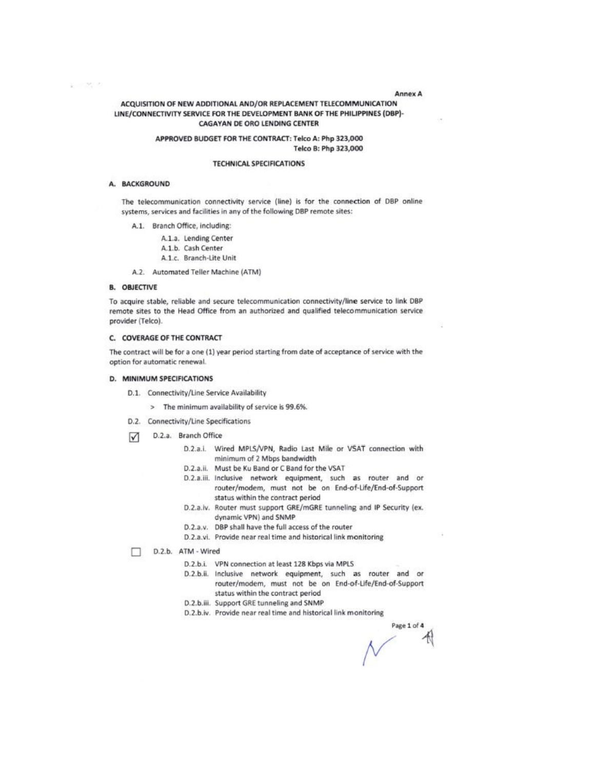Annex A

## ACQUISITION OF NEW ADDITIONAL AND/OR REPLACEMENT TELECOMMUNICATION LINE/CONNECTIVITY SERVICE FOR THE DEVELOPMENT BANK OF THE PHILIPPINES (DBP)-CAGAYAN DE ORO LENDING CENTER

**APPROVED BUDGET FOR THE CONTRACT: Telco A: Php 323,000**
**Telco B: Php 323,000**

### TECHNICAL SPECIFICATIONS

#### A. BACKGROUND

The telecommunication connectivity service (line) is for the connection of DBP online systems, services and facilities in any of the following DBP remote sites:

- A.1. Branch Office, including:
  - A.1.a. Lending Center
  - A.1.b. Cash Center
  - A.1.c. Branch-Lite Unit
- A.2. Automated Teller Machine (ATM)

#### B. OBJECTIVE

To acquire stable, reliable and secure telecommunication connectivity/line service to link DBP remote sites to the Head Office from an authorized and qualified telecommunication service provider (Telco).

#### C. COVERAGE OF THE CONTRACT

The contract will be for a one (1) year period starting from date of acceptance of service with the option for automatic renewal.

#### D. MINIMUM SPECIFICATIONS

- D.1. Connectivity/Line Service Availability
  - > The minimum availability of service is 99.6%.
- D.2. Connectivity/Line Specifications

☑ D.2.a. Branch Office

- D.2.a.i. Wired MPLS/VPN, Radio Last Mile or VSAT connection with minimum of 2 Mbps bandwidth
- D.2.a.ii. Must be Ku Band or C Band for the VSAT
- D.2.a.iii. Inclusive network equipment, such as router and or router/modem, must not be on End-of-Life/End-of-Support status within the contract period
- D.2.a.iv. Router must support GRE/mGRE tunneling and IP Security (ex. dynamic VPN) and SNMP
- D.2.a.v. DBP shall have the full access of the router
- D.2.a.vi. Provide near real time and historical link monitoring

☐ D.2.b. ATM - Wired

- D.2.b.i. VPN connection at least 128 Kbps via MPLS
- D.2.b.ii. Inclusive network equipment, such as router and or router/modem, must not be on End-of-Life/End-of-Support status within the contract period
- D.2.b.iii. Support GRE tunneling and SNMP
- D.2.b.iv. Provide near real time and historical link monitoring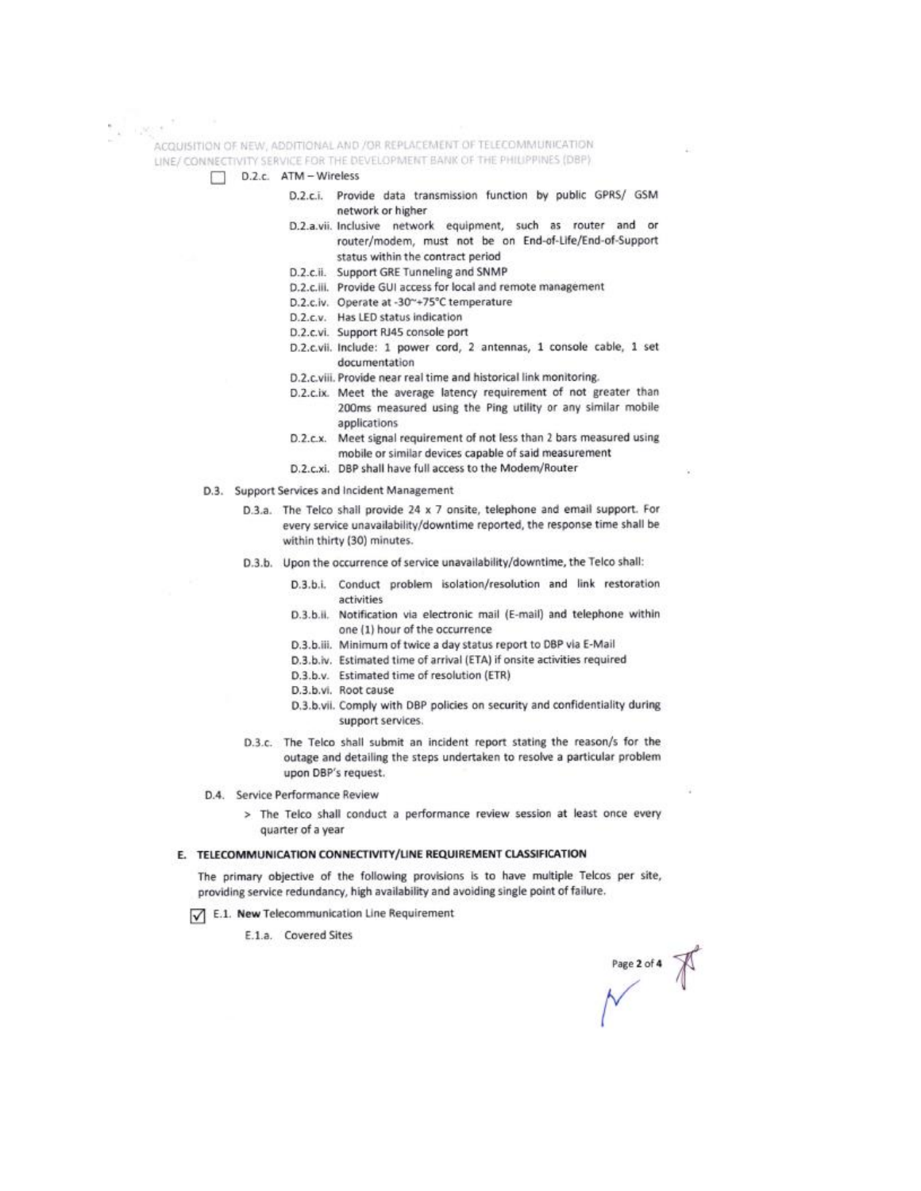☐ D.2.c. ATM – Wireless

- D.2.c.i. Provide data transmission function by public GPRS/ GSM network or higher
- D.2.a.vii. Inclusive network equipment, such as router and or router/modem, must not be on End-of-Life/End-of-Support status within the contract period
- D.2.c.ii. Support GRE Tunneling and SNMP
- D.2.c.iii. Provide GUI access for local and remote management
- D.2.c.iv. Operate at -30~+75°C temperature
- D.2.c.v. Has LED status indication
- D.2.c.vi. Support RJ45 console port
- D.2.c.vii. Include: 1 power cord, 2 antennas, 1 console cable, 1 set documentation
- D.2.c.viii. Provide near real time and historical link monitoring.
- D.2.c.ix. Meet the average latency requirement of not greater than 200ms measured using the Ping utility or any similar mobile applications
- D.2.c.x. Meet signal requirement of not less than 2 bars measured using mobile or similar devices capable of said measurement
- D.2.c.xi. DBP shall have full access to the Modem/Router

D.3. Support Services and Incident Management

D.3.a. The Telco shall provide 24 x 7 onsite, telephone and email support. For every service unavailability/downtime reported, the response time shall be within thirty (30) minutes.

D.3.b. Upon the occurrence of service unavailability/downtime, the Telco shall:

- D.3.b.i. Conduct problem isolation/resolution and link restoration activities
- D.3.b.ii. Notification via electronic mail (E-mail) and telephone within one (1) hour of the occurrence
- D.3.b.iii. Minimum of twice a day status report to DBP via E-Mail
- D.3.b.iv. Estimated time of arrival (ETA) if onsite activities required
- D.3.b.v. Estimated time of resolution (ETR)
- D.3.b.vi. Root cause
- D.3.b.vii. Comply with DBP policies on security and confidentiality during support services.

D.3.c. The Telco shall submit an incident report stating the reason/s for the outage and detailing the steps undertaken to resolve a particular problem upon DBP's request.

D.4. Service Performance Review

> The Telco shall conduct a performance review session at least once every quarter of a year

## E. TELECOMMUNICATION CONNECTIVITY/LINE REQUIREMENT CLASSIFICATION

The primary objective of the following provisions is to have multiple Telcos per site, providing service redundancy, high availability and avoiding single point of failure.

☑ E.1. **New** Telecommunication Line Requirement

E.1.a. Covered Sites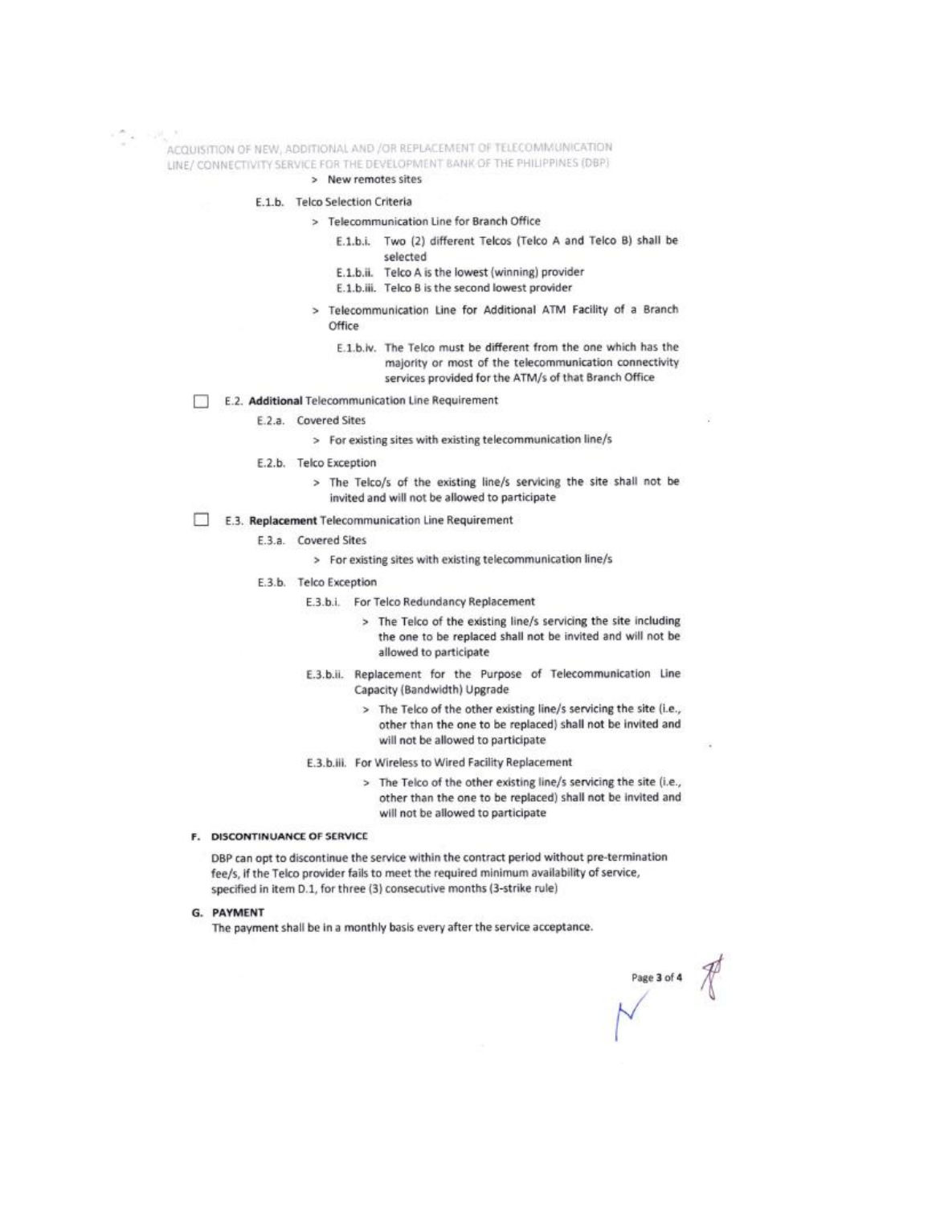> New remotes sites

E.1.b. Telco Selection Criteria

> Telecommunication Line for Branch Office

E.1.b.i. Two (2) different Telcos (Telco A and Telco B) shall be selected

E.1.b.ii. Telco A is the lowest (winning) provider

E.1.b.iii. Telco B is the second lowest provider

> Telecommunication Line for Additional ATM Facility of a Branch Office

E.1.b.iv. The Telco must be different from the one which has the majority or most of the telecommunication connectivity services provided for the ATM/s of that Branch Office

☐ E.2. **Additional** Telecommunication Line Requirement

E.2.a. Covered Sites

> For existing sites with existing telecommunication line/s

E.2.b. Telco Exception

> The Telco/s of the existing line/s servicing the site shall not be invited and will not be allowed to participate

☐ E.3. **Replacement** Telecommunication Line Requirement

E.3.a. Covered Sites

> For existing sites with existing telecommunication line/s

E.3.b. Telco Exception

E.3.b.i. For Telco Redundancy Replacement

> The Telco of the existing line/s servicing the site including the one to be replaced shall not be invited and will not be allowed to participate

E.3.b.ii. Replacement for the Purpose of Telecommunication Line Capacity (Bandwidth) Upgrade

> The Telco of the other existing line/s servicing the site (i.e., other than the one to be replaced) shall not be invited and will not be allowed to participate

E.3.b.iii. For Wireless to Wired Facility Replacement

> The Telco of the other existing line/s servicing the site (i.e., other than the one to be replaced) shall not be invited and will not be allowed to participate

## F. DISCONTINUANCE OF SERVICE

DBP can opt to discontinue the service within the contract period without pre-termination fee/s, if the Telco provider fails to meet the required minimum availability of service, specified in item D.1, for three (3) consecutive months (3-strike rule)

## G. PAYMENT

The payment shall be in a monthly basis every after the service acceptance.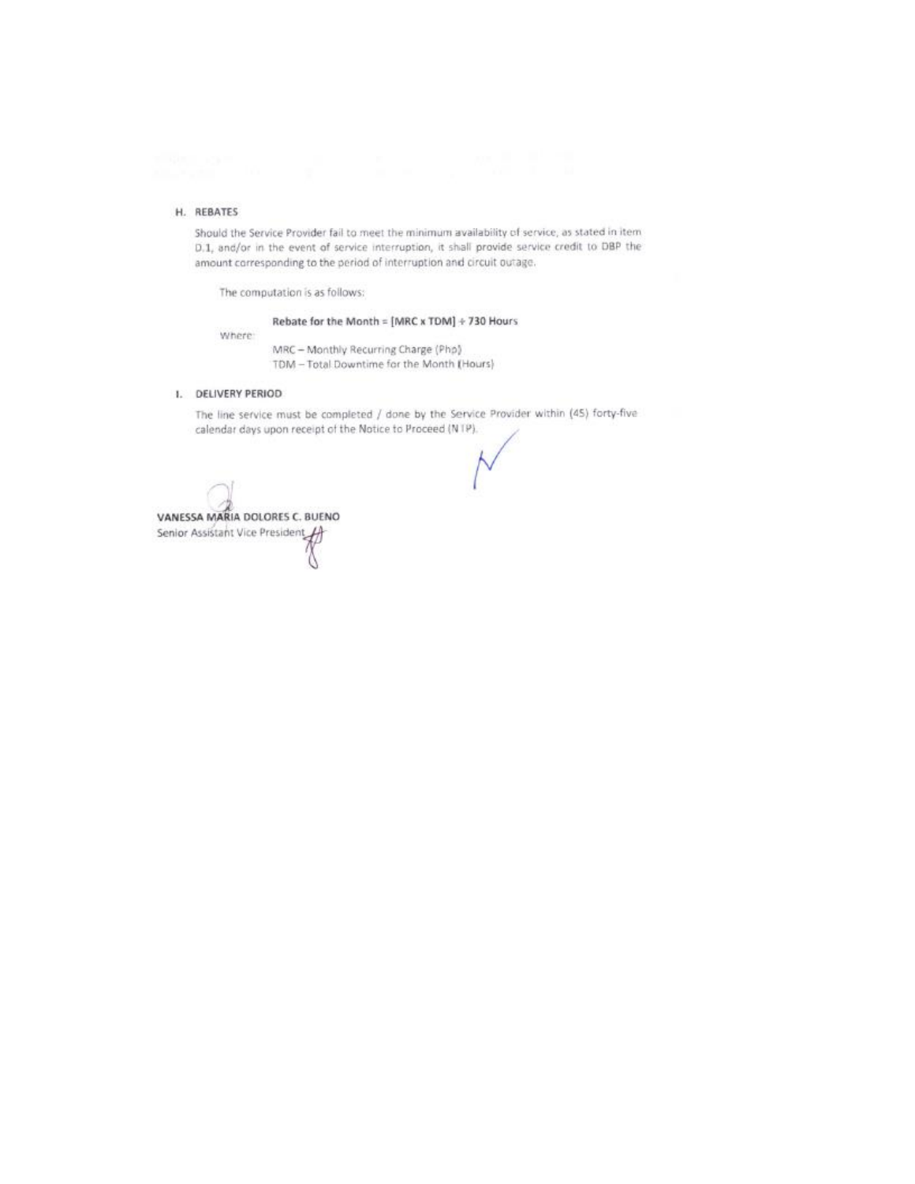### H. REBATES

Should the Service Provider fail to meet the minimum availability of service, as stated in item D.1, and/or in the event of service interruption, it shall provide service credit to DBP the amount corresponding to the period of interruption and circuit outage.

The computation is as follows:

**Rebate for the Month = [MRC x TDM] ÷ 730 Hours**

Where:

MRC – Monthly Recurring Charge (Php)
TDM – Total Downtime for the Month (Hours)

### I. DELIVERY PERIOD

The line service must be completed / done by the Service Provider within (45) forty-five calendar days upon receipt of the Notice to Proceed (NTP).

**VANESSA MARIA DOLORES C. BUENO**
Senior Assistant Vice President